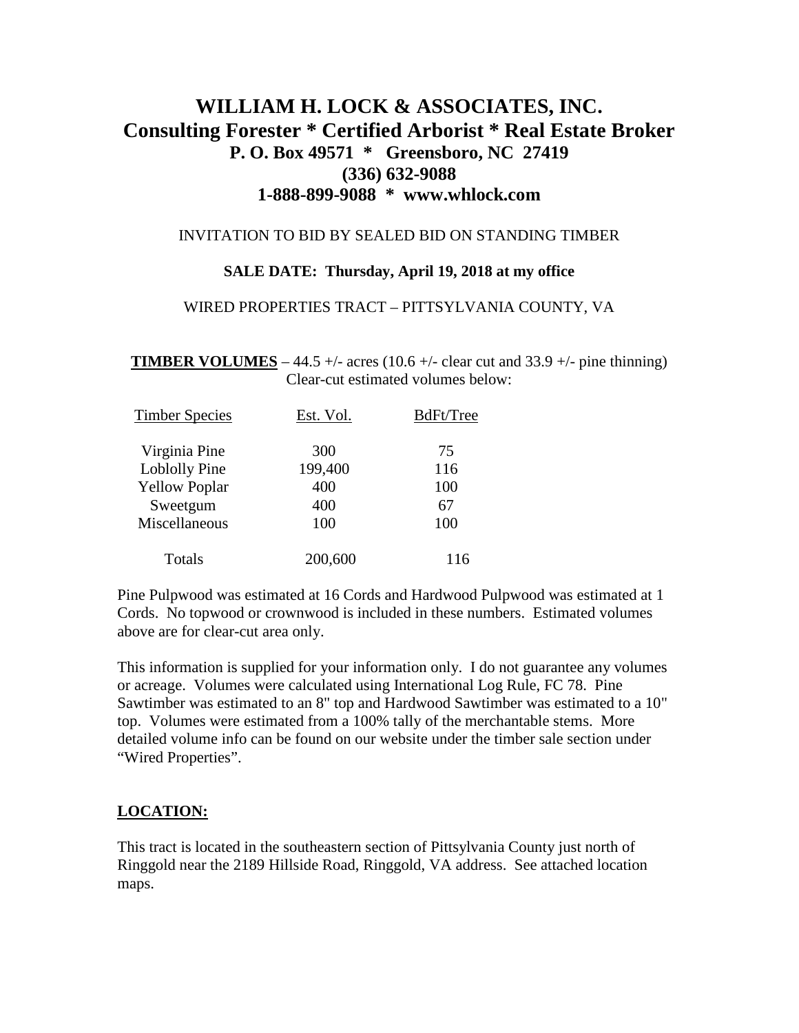# WILLIAM H. LOCK & ASSOCIATES, INC.
## Consulting Forester * Certified Arborist * Real Estate Broker
### P. O. Box 49571 * Greensboro, NC 27419
### (336) 632-9088
### 1-888-899-9088 * www.whlock.com

INVITATION TO BID BY SEALED BID ON STANDING TIMBER

**SALE DATE: Thursday, April 19, 2018 at my office**

WIRED PROPERTIES TRACT – PITTSYLVANIA COUNTY, VA

**TIMBER VOLUMES** – 44.5 +/- acres (10.6 +/- clear cut and 33.9 +/- pine thinning) Clear-cut estimated volumes below:

| Timber Species | Est. Vol. | BdFt/Tree |
|---|---|---|
| Virginia Pine | 300 | 75 |
| Loblolly Pine | 199,400 | 116 |
| Yellow Poplar | 400 | 100 |
| Sweetgum | 400 | 67 |
| Miscellaneous | 100 | 100 |
| Totals | 200,600 | 116 |

Pine Pulpwood was estimated at 16 Cords and Hardwood Pulpwood was estimated at 1 Cords. No topwood or crownwood is included in these numbers. Estimated volumes above are for clear-cut area only.

This information is supplied for your information only. I do not guarantee any volumes or acreage. Volumes were calculated using International Log Rule, FC 78. Pine Sawtimber was estimated to an 8" top and Hardwood Sawtimber was estimated to a 10" top. Volumes were estimated from a 100% tally of the merchantable stems. More detailed volume info can be found on our website under the timber sale section under "Wired Properties".

**LOCATION:**

This tract is located in the southeastern section of Pittsylvania County just north of Ringgold near the 2189 Hillside Road, Ringgold, VA address. See attached location maps.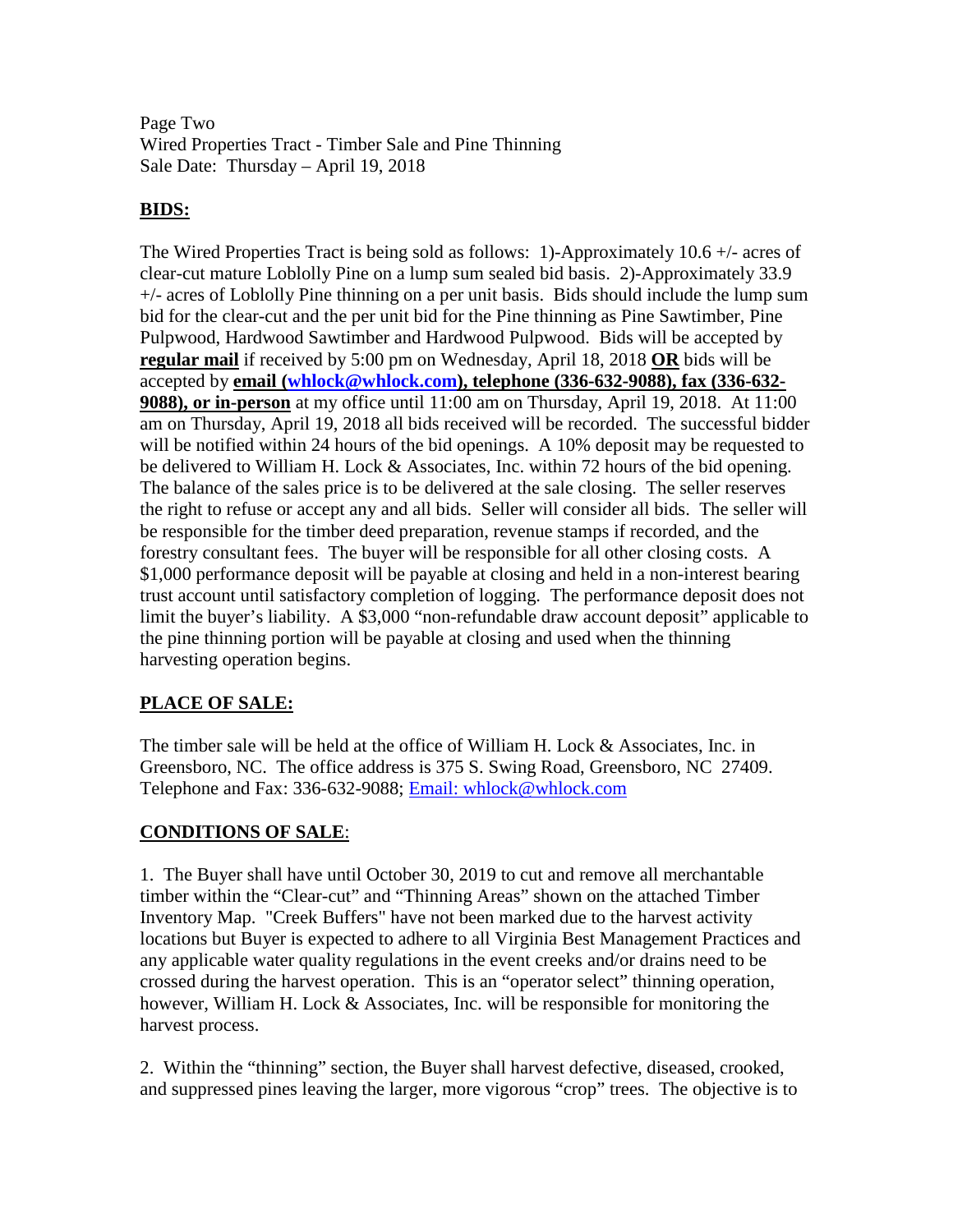Page Two
Wired Properties Tract - Timber Sale and Pine Thinning
Sale Date: Thursday – April 19, 2018

## BIDS:

The Wired Properties Tract is being sold as follows: 1)-Approximately 10.6 +/- acres of clear-cut mature Loblolly Pine on a lump sum sealed bid basis. 2)-Approximately 33.9 +/- acres of Loblolly Pine thinning on a per unit basis. Bids should include the lump sum bid for the clear-cut and the per unit bid for the Pine thinning as Pine Sawtimber, Pine Pulpwood, Hardwood Sawtimber and Hardwood Pulpwood. Bids will be accepted by **regular mail** if received by 5:00 pm on Wednesday, April 18, 2018 **OR** bids will be accepted by **email (whlock@whlock.com), telephone (336-632-9088), fax (336-632-9088), or in-person** at my office until 11:00 am on Thursday, April 19, 2018. At 11:00 am on Thursday, April 19, 2018 all bids received will be recorded. The successful bidder will be notified within 24 hours of the bid openings. A 10% deposit may be requested to be delivered to William H. Lock & Associates, Inc. within 72 hours of the bid opening. The balance of the sales price is to be delivered at the sale closing. The seller reserves the right to refuse or accept any and all bids. Seller will consider all bids. The seller will be responsible for the timber deed preparation, revenue stamps if recorded, and the forestry consultant fees. The buyer will be responsible for all other closing costs. A $1,000 performance deposit will be payable at closing and held in a non-interest bearing trust account until satisfactory completion of logging. The performance deposit does not limit the buyer's liability. A $3,000 "non-refundable draw account deposit" applicable to the pine thinning portion will be payable at closing and used when the thinning harvesting operation begins.

## PLACE OF SALE:

The timber sale will be held at the office of William H. Lock & Associates, Inc. in Greensboro, NC. The office address is 375 S. Swing Road, Greensboro, NC 27409. Telephone and Fax: 336-632-9088; Email: whlock@whlock.com

## CONDITIONS OF SALE:

1. The Buyer shall have until October 30, 2019 to cut and remove all merchantable timber within the "Clear-cut" and "Thinning Areas" shown on the attached Timber Inventory Map. "Creek Buffers" have not been marked due to the harvest activity locations but Buyer is expected to adhere to all Virginia Best Management Practices and any applicable water quality regulations in the event creeks and/or drains need to be crossed during the harvest operation. This is an "operator select" thinning operation, however, William H. Lock & Associates, Inc. will be responsible for monitoring the harvest process.

2. Within the "thinning" section, the Buyer shall harvest defective, diseased, crooked, and suppressed pines leaving the larger, more vigorous "crop" trees. The objective is to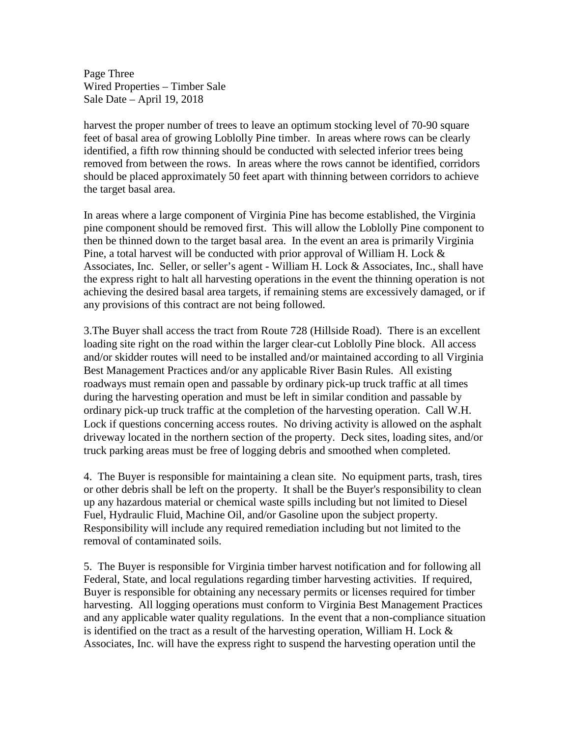harvest the proper number of trees to leave an optimum stocking level of 70-90 square feet of basal area of growing Loblolly Pine timber. In areas where rows can be clearly identified, a fifth row thinning should be conducted with selected inferior trees being removed from between the rows. In areas where the rows cannot be identified, corridors should be placed approximately 50 feet apart with thinning between corridors to achieve the target basal area.

In areas where a large component of Virginia Pine has become established, the Virginia pine component should be removed first. This will allow the Loblolly Pine component to then be thinned down to the target basal area. In the event an area is primarily Virginia Pine, a total harvest will be conducted with prior approval of William H. Lock & Associates, Inc. Seller, or seller's agent - William H. Lock & Associates, Inc., shall have the express right to halt all harvesting operations in the event the thinning operation is not achieving the desired basal area targets, if remaining stems are excessively damaged, or if any provisions of this contract are not being followed.

3.The Buyer shall access the tract from Route 728 (Hillside Road). There is an excellent loading site right on the road within the larger clear-cut Loblolly Pine block. All access and/or skidder routes will need to be installed and/or maintained according to all Virginia Best Management Practices and/or any applicable River Basin Rules. All existing roadways must remain open and passable by ordinary pick-up truck traffic at all times during the harvesting operation and must be left in similar condition and passable by ordinary pick-up truck traffic at the completion of the harvesting operation. Call W.H. Lock if questions concerning access routes. No driving activity is allowed on the asphalt driveway located in the northern section of the property. Deck sites, loading sites, and/or truck parking areas must be free of logging debris and smoothed when completed.

4. The Buyer is responsible for maintaining a clean site. No equipment parts, trash, tires or other debris shall be left on the property. It shall be the Buyer's responsibility to clean up any hazardous material or chemical waste spills including but not limited to Diesel Fuel, Hydraulic Fluid, Machine Oil, and/or Gasoline upon the subject property. Responsibility will include any required remediation including but not limited to the removal of contaminated soils.

5. The Buyer is responsible for Virginia timber harvest notification and for following all Federal, State, and local regulations regarding timber harvesting activities. If required, Buyer is responsible for obtaining any necessary permits or licenses required for timber harvesting. All logging operations must conform to Virginia Best Management Practices and any applicable water quality regulations. In the event that a non-compliance situation is identified on the tract as a result of the harvesting operation, William H. Lock & Associates, Inc. will have the express right to suspend the harvesting operation until the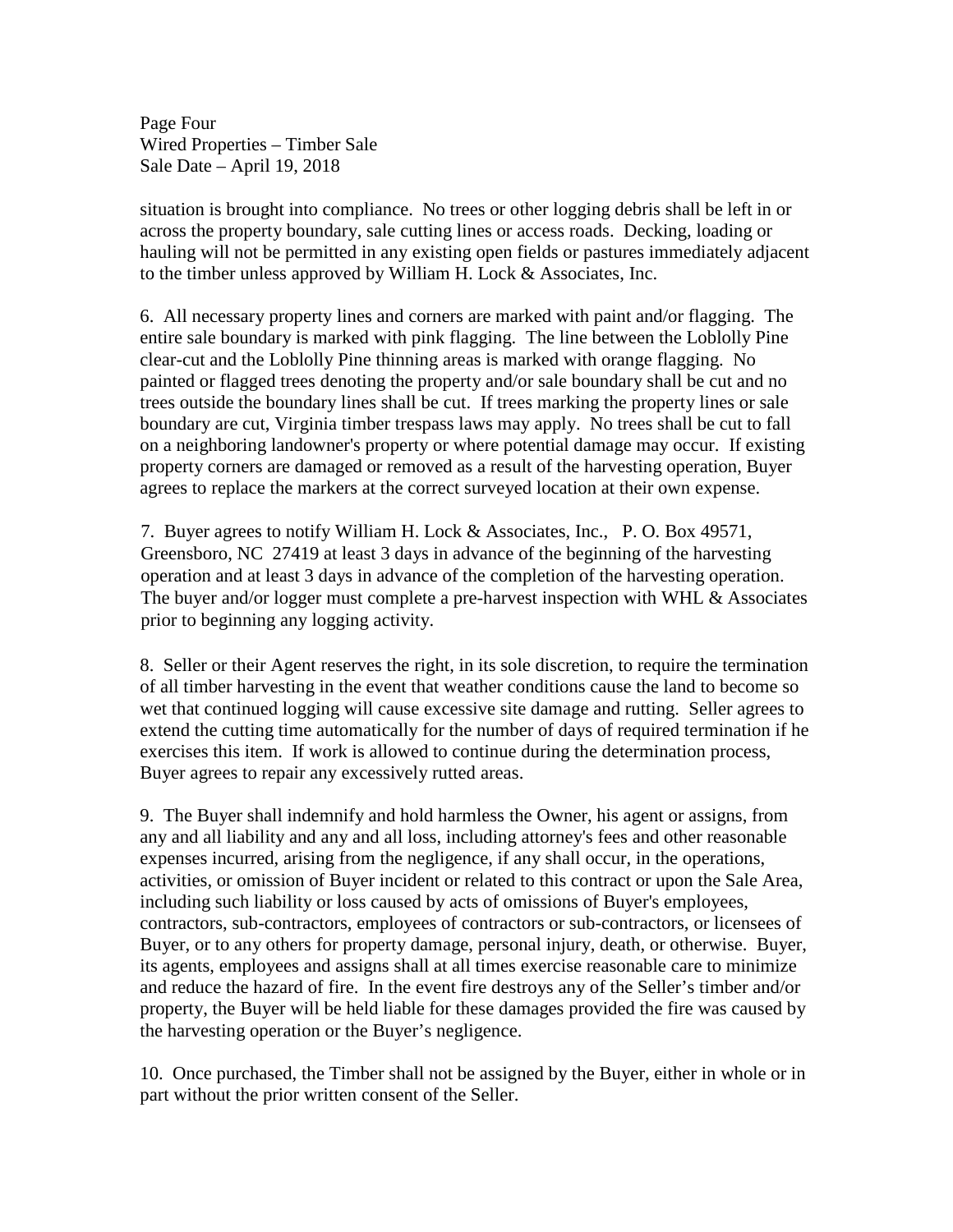situation is brought into compliance. No trees or other logging debris shall be left in or across the property boundary, sale cutting lines or access roads. Decking, loading or hauling will not be permitted in any existing open fields or pastures immediately adjacent to the timber unless approved by William H. Lock & Associates, Inc.

6. All necessary property lines and corners are marked with paint and/or flagging. The entire sale boundary is marked with pink flagging. The line between the Loblolly Pine clear-cut and the Loblolly Pine thinning areas is marked with orange flagging. No painted or flagged trees denoting the property and/or sale boundary shall be cut and no trees outside the boundary lines shall be cut. If trees marking the property lines or sale boundary are cut, Virginia timber trespass laws may apply. No trees shall be cut to fall on a neighboring landowner's property or where potential damage may occur. If existing property corners are damaged or removed as a result of the harvesting operation, Buyer agrees to replace the markers at the correct surveyed location at their own expense.

7. Buyer agrees to notify William H. Lock & Associates, Inc., P. O. Box 49571, Greensboro, NC 27419 at least 3 days in advance of the beginning of the harvesting operation and at least 3 days in advance of the completion of the harvesting operation. The buyer and/or logger must complete a pre-harvest inspection with WHL & Associates prior to beginning any logging activity.

8. Seller or their Agent reserves the right, in its sole discretion, to require the termination of all timber harvesting in the event that weather conditions cause the land to become so wet that continued logging will cause excessive site damage and rutting. Seller agrees to extend the cutting time automatically for the number of days of required termination if he exercises this item. If work is allowed to continue during the determination process, Buyer agrees to repair any excessively rutted areas.

9. The Buyer shall indemnify and hold harmless the Owner, his agent or assigns, from any and all liability and any and all loss, including attorney's fees and other reasonable expenses incurred, arising from the negligence, if any shall occur, in the operations, activities, or omission of Buyer incident or related to this contract or upon the Sale Area, including such liability or loss caused by acts of omissions of Buyer's employees, contractors, sub-contractors, employees of contractors or sub-contractors, or licensees of Buyer, or to any others for property damage, personal injury, death, or otherwise. Buyer, its agents, employees and assigns shall at all times exercise reasonable care to minimize and reduce the hazard of fire. In the event fire destroys any of the Seller's timber and/or property, the Buyer will be held liable for these damages provided the fire was caused by the harvesting operation or the Buyer's negligence.

10. Once purchased, the Timber shall not be assigned by the Buyer, either in whole or in part without the prior written consent of the Seller.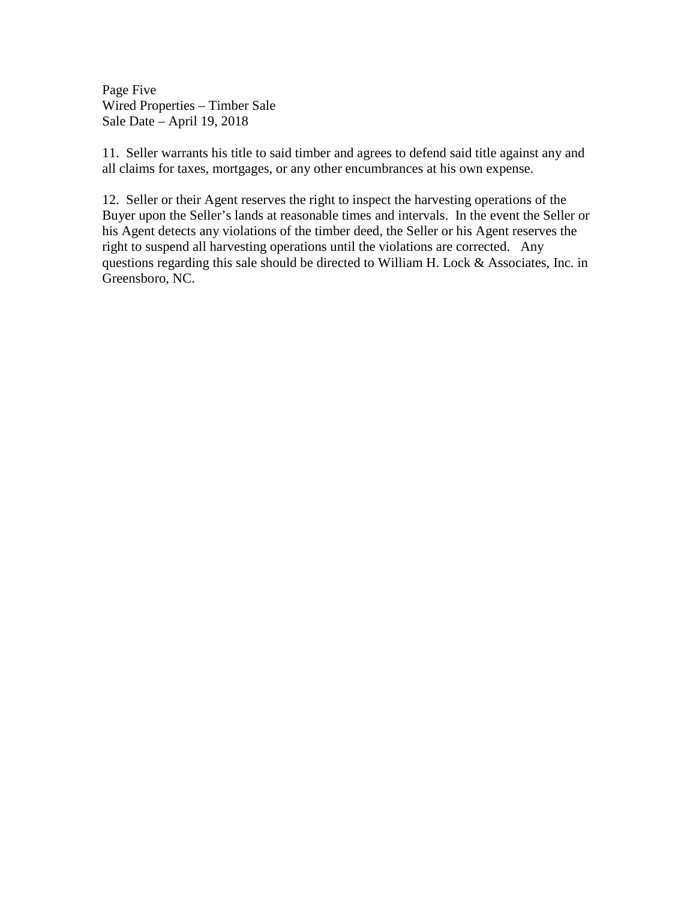11. Seller warrants his title to said timber and agrees to defend said title against any and all claims for taxes, mortgages, or any other encumbrances at his own expense.

12. Seller or their Agent reserves the right to inspect the harvesting operations of the Buyer upon the Seller's lands at reasonable times and intervals. In the event the Seller or his Agent detects any violations of the timber deed, the Seller or his Agent reserves the right to suspend all harvesting operations until the violations are corrected. Any questions regarding this sale should be directed to William H. Lock & Associates, Inc. in Greensboro, NC.